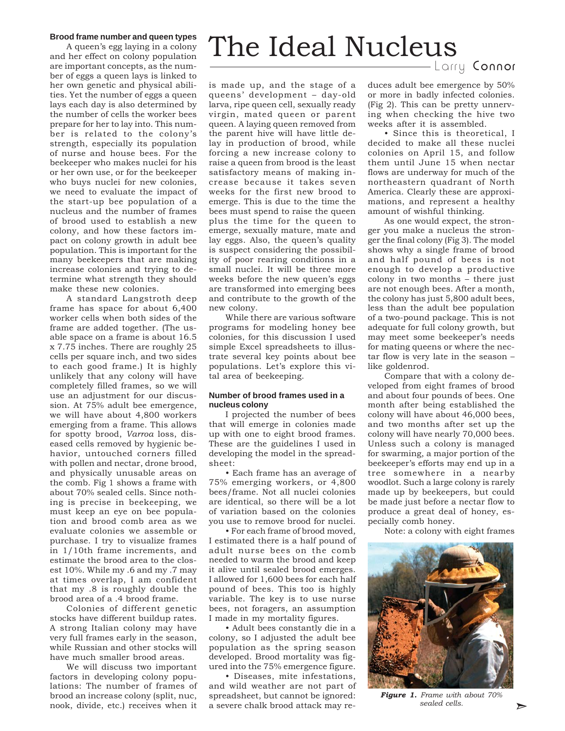# The Ideal Nucleus

Larry Connor

### Brood frame number and queen types

A queen's egg laying in a colony and her effect on colony population are important concepts, as the number of eggs a queen lays is linked to her own genetic and physical abilities. Yet the number of eggs a queen lays each day is also determined by the number of cells the worker bees prepare for her to lay into. This number is related to the colony's strength, especially its population of nurse and house bees. For the beekeeper who makes nuclei for his or her own use, or for the beekeeper who buys nuclei for new colonies, we need to evaluate the impact of the start-up bee population of a nucleus and the number of frames of brood used to establish a new colony, and how these factors impact on colony growth in adult bee population. This is important for the many beekeepers that are making increase colonies and trying to determine what strength they should make these new colonies.

A standard Langstroth deep frame has space for about 6,400 worker cells when both sides of the frame are added together. (The usable space on a frame is about 16.5 x 7.75 inches. There are roughly 25 cells per square inch, and two sides to each good frame.) It is highly unlikely that any colony will have completely filled frames, so we will use an adjustment for our discussion. At 75% adult bee emergence, we will have about 4,800 workers emerging from a frame. This allows for spotty brood, *Varroa* loss, diseased cells removed by hygienic behavior, untouched corners filled with pollen and nectar, drone brood, and physically unusable areas on the comb. Fig 1 shows a frame with about 70% sealed cells. Since nothing is precise in beekeeping, we must keep an eye on bee population and brood comb area as we evaluate colonies we assemble or purchase. I try to visualize frames in 1/10th frame increments, and estimate the brood area to the closest 10%. While my .6 and my .7 may at times overlap, I am confident that my .8 is roughly double the brood area of a .4 brood frame.

Colonies of different genetic stocks have different buildup rates. A strong Italian colony may have very full frames early in the season, while Russian and other stocks will have much smaller brood areas.

We will discuss two important factors in developing colony populations: The number of frames of brood an increase colony (split, nuc, nook, divide, etc.) receives when it is made up, and the stage of a queens' development – day-old larva, ripe queen cell, sexually ready virgin, mated queen or parent queen. A laying queen removed from the parent hive will have little delay in production of brood, while forcing a new increase colony to raise a queen from brood is the least satisfactory means of making increase because it takes seven weeks for the first new brood to emerge. This is due to the time the bees must spend to raise the queen plus the time for the queen to emerge, sexually mature, mate and lay eggs. Also, the queen's quality is suspect considering the possibility of poor rearing conditions in a small nuclei. It will be three more weeks before the new queen's eggs are transformed into emerging bees and contribute to the growth of the new colony.

While there are various software programs for modeling honey bee colonies, for this discussion I used simple Excel spreadsheets to illustrate several key points about bee populations. Let's explore this vital area of beekeeping.

### Number of brood frames used in a nucleus colony

I projected the number of bees that will emerge in colonies made up with one to eight brood frames. These are the guidelines I used in developing the model in the spreadsheet:

- Each frame has an average of 75% emerging workers, or 4,800 bees/frame. Not all nuclei colonies are identical, so there will be a lot of variation based on the colonies you use to remove brood for nuclei.
- For each frame of brood moved, I estimated there is a half pound of adult nurse bees on the comb needed to warm the brood and keep it alive until sealed brood emerges. I allowed for 1,600 bees for each half pound of bees. This too is highly variable. The key is to use nurse bees, not foragers, an assumption I made in my mortality figures.
- Adult bees constantly die in a colony, so I adjusted the adult bee population as the spring season developed. Brood mortality was figured into the 75% emergence figure.
- Diseases, mite infestations, and wild weather are not part of spreadsheet, but cannot be ignored: a severe chalk brood attack may reduces adult bee emergence by 50% or more in badly infected colonies. (Fig 2). This can be pretty unnerving when checking the hive two weeks after it is assembled.
- Since this is theoretical, I decided to make all these nuclei colonies on April 15, and follow them until June 15 when nectar flows are underway for much of the northeastern quadrant of North America. Clearly these are approximations, and represent a healthy amount of wishful thinking.

As one would expect, the stronger you make a nucleus the stronger the final colony (Fig 3). The model shows why a single frame of brood and half pound of bees is not enough to develop a productive colony in two months – there just are not enough bees. After a month, the colony has just 5,800 adult bees, less than the adult bee population of a two-pound package. This is not adequate for full colony growth, but may meet some beekeeper's needs for mating queens or where the nectar flow is very late in the season – like goldenrod.

Compare that with a colony developed from eight frames of brood and about four pounds of bees. One month after being established the colony will have about 46,000 bees, and two months after set up the colony will have nearly 70,000 bees. Unless such a colony is managed for swarming, a major portion of the beekeeper's efforts may end up in a tree somewhere in a nearby woodlot. Such a large colony is rarely made up by beekeepers, but could be made just before a nectar flow to produce a great deal of honey, especially comb honey.

Note: a colony with eight frames

***Figure 1.*** *Frame with about 70% sealed cells.*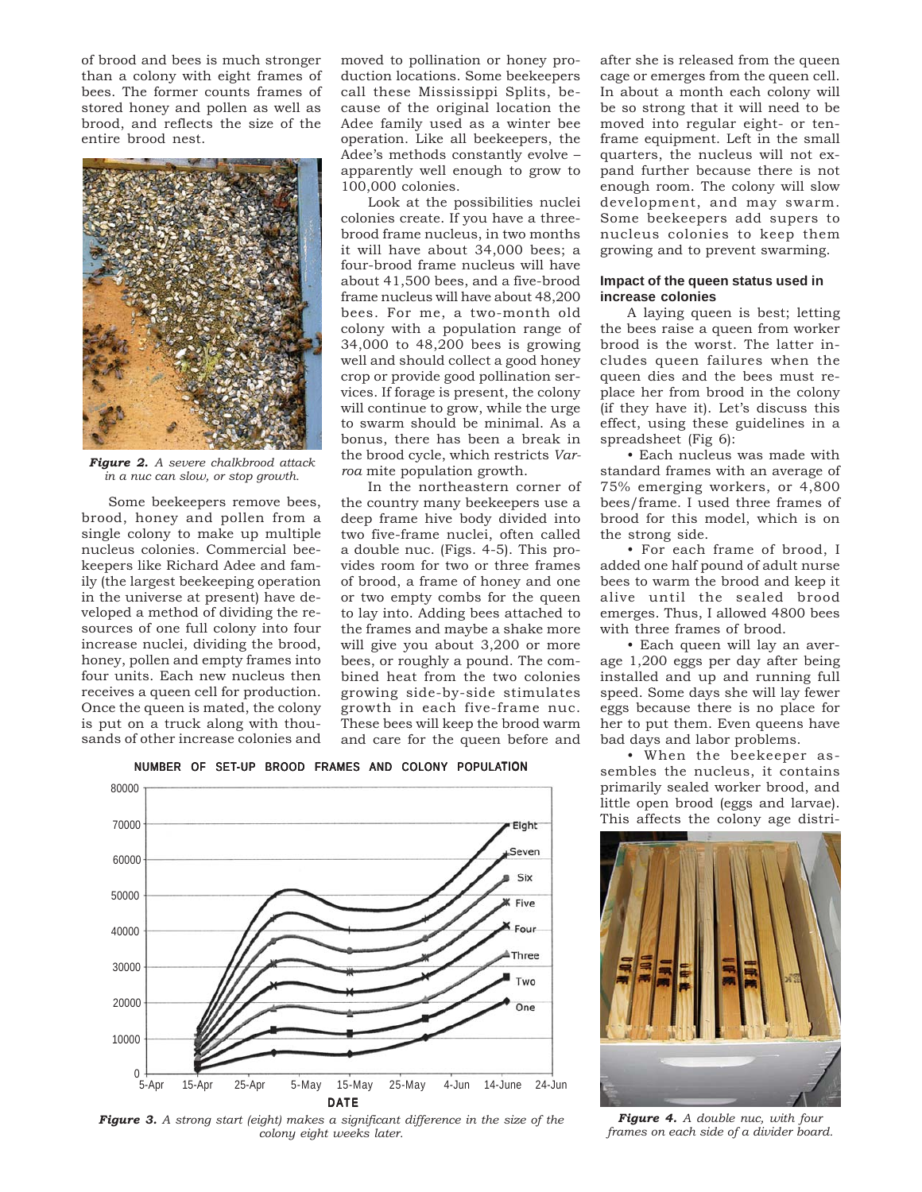of brood and bees is much stronger than a colony with eight frames of bees. The former counts frames of stored honey and pollen as well as brood, and reflects the size of the entire brood nest.

***Figure 2.*** *A severe chalkbrood attack in a nuc can slow, or stop growth.*

Some beekeepers remove bees, brood, honey and pollen from a single colony to make up multiple nucleus colonies. Commercial beekeepers like Richard Adee and family (the largest beekeeping operation in the universe at present) have developed a method of dividing the resources of one full colony into four increase nuclei, dividing the brood, honey, pollen and empty frames into four units. Each new nucleus then receives a queen cell for production. Once the queen is mated, the colony is put on a truck along with thousands of other increase colonies and moved to pollination or honey production locations. Some beekeepers call these Mississippi Splits, because of the original location the Adee family used as a winter bee operation. Like all beekeepers, the Adee's methods constantly evolve – apparently well enough to grow to 100,000 colonies.

Look at the possibilities nuclei colonies create. If you have a three-brood frame nucleus, in two months it will have about 34,000 bees; a four-brood frame nucleus will have about 41,500 bees, and a five-brood frame nucleus will have about 48,200 bees. For me, a two-month old colony with a population range of 34,000 to 48,200 bees is growing well and should collect a good honey crop or provide good pollination services. If forage is present, the colony will continue to grow, while the urge to swarm should be minimal. As a bonus, there has been a break in the brood cycle, which restricts *Varroa* mite population growth.

In the northeastern corner of the country many beekeepers use a deep frame hive body divided into two five-frame nuclei, often called a double nuc. (Figs. 4-5). This provides room for two or three frames of brood, a frame of honey and one or two empty combs for the queen to lay into. Adding bees attached to the frames and maybe a shake more will give you about 3,200 or more bees, or roughly a pound. The combined heat from the two colonies growing side-by-side stimulates growth in each five-frame nuc. These bees will keep the brood warm and care for the queen before and after she is released from the queen cage or emerges from the queen cell. In about a month each colony will be so strong that it will need to be moved into regular eight- or ten-frame equipment. Left in the small quarters, the nucleus will not expand further because there is not enough room. The colony will slow development, and may swarm. Some beekeepers add supers to nucleus colonies to keep them growing and to prevent swarming.

**Impact of the queen status used in increase colonies**

A laying queen is best; letting the bees raise a queen from worker brood is the worst. The latter includes queen failures when the queen dies and the bees must replace her from brood in the colony (if they have it). Let's discuss this effect, using these guidelines in a spreadsheet (Fig 6):

- Each nucleus was made with standard frames with an average of 75% emerging workers, or 4,800 bees/frame. I used three frames of brood for this model, which is on the strong side.
- For each frame of brood, I added one half pound of adult nurse bees to warm the brood and keep it alive until the sealed brood emerges. Thus, I allowed 4800 bees with three frames of brood.
- Each queen will lay an average 1,200 eggs per day after being installed and up and running full speed. Some days she will lay fewer eggs because there is no place for her to put them. Even queens have bad days and labor problems.
- When the beekeeper assembles the nucleus, it contains primarily sealed worker brood, and little open brood (eggs and larvae). This affects the colony age distri-

***Figure 3.*** *A strong start (eight) makes a significant difference in the size of the colony eight weeks later.*

***Figure 4.*** *A double nuc, with four frames on each side of a divider board.*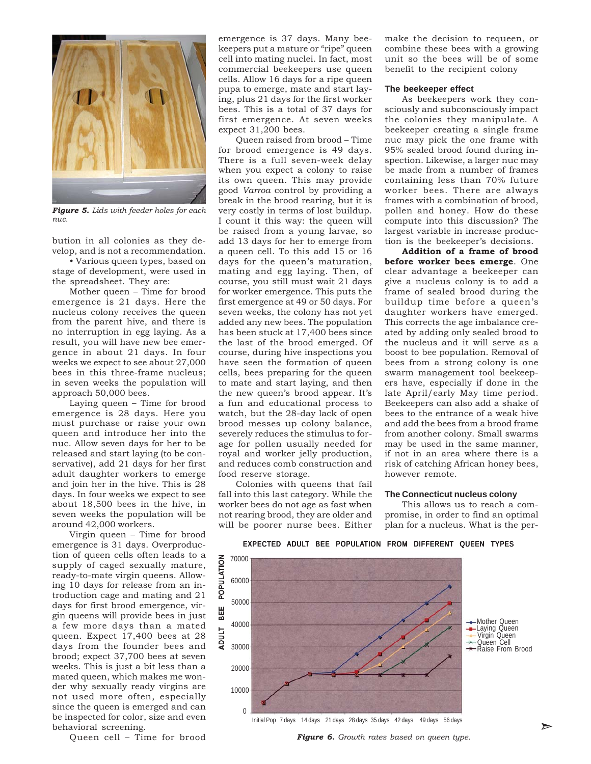*Figure 5. Lids with feeder holes for each nuc.*

bution in all colonies as they develop, and is not a recommendation.

• Various queen types, based on stage of development, were used in the spreadsheet. They are:

Mother queen – Time for brood emergence is 21 days. Here the nucleus colony receives the queen from the parent hive, and there is no interruption in egg laying. As a result, you will have new bee emergence in about 21 days. In four weeks we expect to see about 27,000 bees in this three-frame nucleus; in seven weeks the population will approach 50,000 bees.

Laying queen – Time for brood emergence is 28 days. Here you must purchase or raise your own queen and introduce her into the nuc. Allow seven days for her to be released and start laying (to be conservative), add 21 days for her first adult daughter workers to emerge and join her in the hive. This is 28 days. In four weeks we expect to see about 18,500 bees in the hive, in seven weeks the population will be around 42,000 workers.

Virgin queen – Time for brood emergence is 31 days. Overproduction of queen cells often leads to a supply of caged sexually mature, ready-to-mate virgin queens. Allowing 10 days for release from an introduction cage and mating and 21 days for first brood emergence, virgin queens will provide bees in just a few more days than a mated queen. Expect 17,400 bees at 28 days from the founder bees and brood; expect 37,700 bees at seven weeks. This is just a bit less than a mated queen, which makes me wonder why sexually ready virgins are not used more often, especially since the queen is emerged and can be inspected for color, size and even behavioral screening.

Queen cell – Time for brood emergence is 37 days. Many beekeepers put a mature or "ripe" queen cell into mating nuclei. In fact, most commercial beekeepers use queen cells. Allow 16 days for a ripe queen pupa to emerge, mate and start laying, plus 21 days for the first worker bees. This is a total of 37 days for first emergence. At seven weeks expect 31,200 bees.

Queen raised from brood – Time for brood emergence is 49 days. There is a full seven-week delay when you expect a colony to raise its own queen. This may provide good *Varroa* control by providing a break in the brood rearing, but it is very costly in terms of lost buildup. I count it this way: the queen will be raised from a young larvae, so add 13 days for her to emerge from a queen cell. To this add 15 or 16 days for the queen's maturation, mating and egg laying. Then, of course, you still must wait 21 days for worker emergence. This puts the first emergence at 49 or 50 days. For seven weeks, the colony has not yet added any new bees. The population has been stuck at 17,400 bees since the last of the brood emerged. Of course, during hive inspections you have seen the formation of queen cells, bees preparing for the queen to mate and start laying, and then the new queen's brood appear. It's a fun and educational process to watch, but the 28-day lack of open brood messes up colony balance, severely reduces the stimulus to forage for pollen usually needed for royal and worker jelly production, and reduces comb construction and food reserve storage.

Colonies with queens that fail fall into this last category. While the worker bees do not age as fast when not rearing brood, they are older and will be poorer nurse bees. Either make the decision to requeen, or combine these bees with a growing unit so the bees will be of some benefit to the recipient colony

### The beekeeper effect

As beekeepers work they consciously and subconsciously impact the colonies they manipulate. A beekeeper creating a single frame nuc may pick the one frame with 95% sealed brood found during inspection. Likewise, a larger nuc may be made from a number of frames containing less than 70% future worker bees. There are always frames with a combination of brood, pollen and honey. How do these compute into this discussion? The largest variable in increase production is the beekeeper's decisions.

**Addition of a frame of brood before worker bees emerge**. One clear advantage a beekeeper can give a nucleus colony is to add a frame of sealed brood during the buildup time before a queen's daughter workers have emerged. This corrects the age imbalance created by adding only sealed brood to the nucleus and it will serve as a boost to bee population. Removal of bees from a strong colony is one swarm management tool beekeepers have, especially if done in the late April/early May time period. Beekeepers can also add a shake of bees to the entrance of a weak hive and add the bees from a brood frame from another colony. Small swarms may be used in the same manner, if not in an area where there is a risk of catching African honey bees, however remote.

### The Connecticut nucleus colony

This allows us to reach a compromise, in order to find an optimal plan for a nucleus. What is the per-

EXPECTED ADULT BEE POPULATION FROM DIFFERENT QUEEN TYPES

*Figure 6. Growth rates based on queen type.*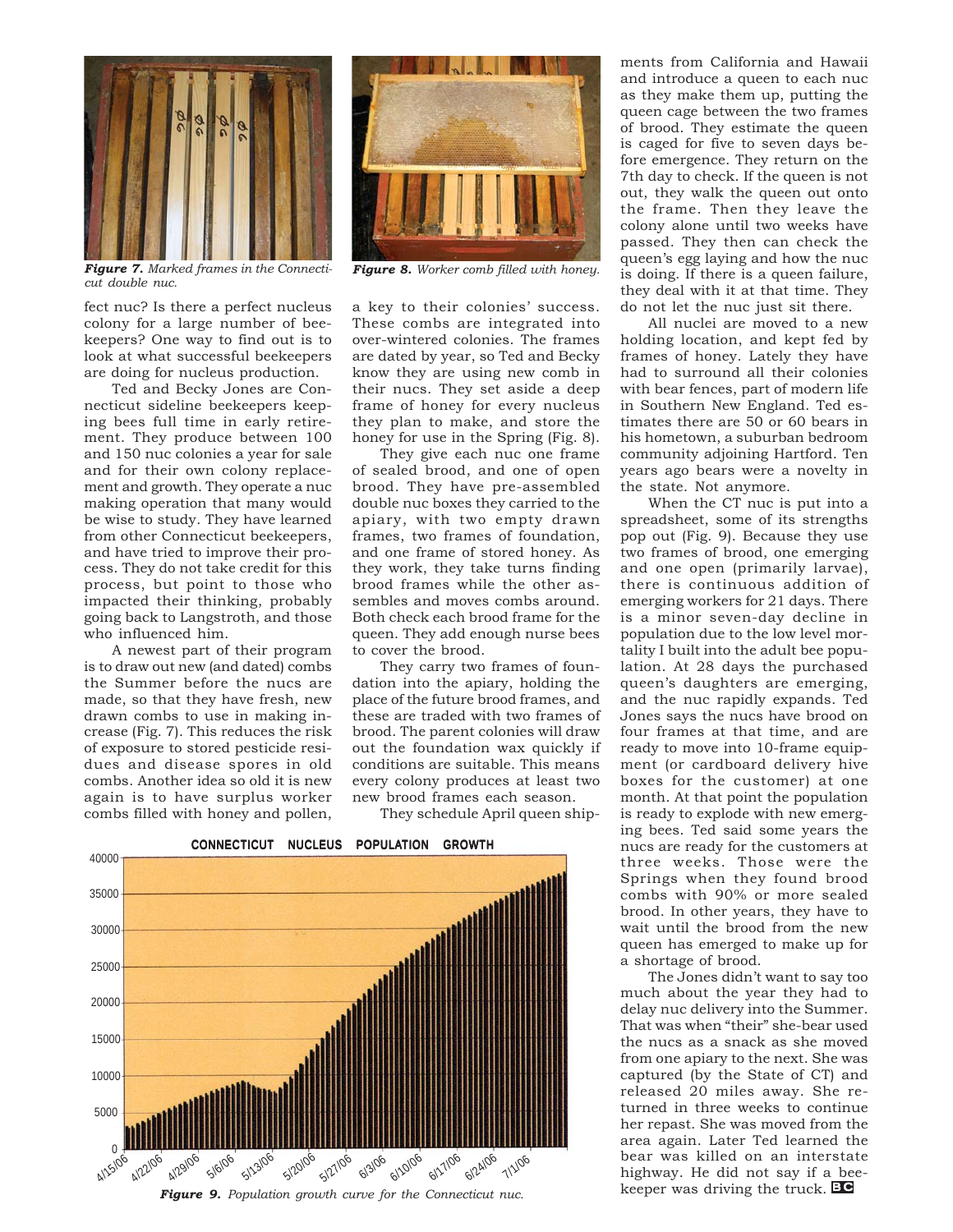*Figure 7. Marked frames in the Connecticut double nuc.*

*Figure 8. Worker comb filled with honey.*

fect nuc? Is there a perfect nucleus colony for a large number of beekeepers? One way to find out is to look at what successful beekeepers are doing for nucleus production.

Ted and Becky Jones are Connecticut sideline beekeepers keeping bees full time in early retirement. They produce between 100 and 150 nuc colonies a year for sale and for their own colony replacement and growth. They operate a nuc making operation that many would be wise to study. They have learned from other Connecticut beekeepers, and have tried to improve their process. They do not take credit for this process, but point to those who impacted their thinking, probably going back to Langstroth, and those who influenced him.

A newest part of their program is to draw out new (and dated) combs the Summer before the nucs are made, so that they have fresh, new drawn combs to use in making increase (Fig. 7). This reduces the risk of exposure to stored pesticide residues and disease spores in old combs. Another idea so old it is new again is to have surplus worker combs filled with honey and pollen, a key to their colonies' success. These combs are integrated into over-wintered colonies. The frames are dated by year, so Ted and Becky know they are using new comb in their nucs. They set aside a deep frame of honey for every nucleus they plan to make, and store the honey for use in the Spring (Fig. 8).

They give each nuc one frame of sealed brood, and one of open brood. They have pre-assembled double nuc boxes they carried to the apiary, with two empty drawn frames, two frames of foundation, and one frame of stored honey. As they work, they take turns finding brood frames while the other assembles and moves combs around. Both check each brood frame for the queen. They add enough nurse bees to cover the brood.

They carry two frames of foundation into the apiary, holding the place of the future brood frames, and these are traded with two frames of brood. The parent colonies will draw out the foundation wax quickly if conditions are suitable. This means every colony produces at least two new brood frames each season.

They schedule April queen shipments from California and Hawaii and introduce a queen to each nuc as they make them up, putting the queen cage between the two frames of brood. They estimate the queen is caged for five to seven days before emergence. They return on the 7th day to check. If the queen is not out, they walk the queen out onto the frame. Then they leave the colony alone until two weeks have passed. They then can check the queen's egg laying and how the nuc is doing. If there is a queen failure, they deal with it at that time. They do not let the nuc just sit there.

All nuclei are moved to a new holding location, and kept fed by frames of honey. Lately they have had to surround all their colonies with bear fences, part of modern life in Southern New England. Ted estimates there are 50 or 60 bears in his hometown, a suburban bedroom community adjoining Hartford. Ten years ago bears were a novelty in the state. Not anymore.

When the CT nuc is put into a spreadsheet, some of its strengths pop out (Fig. 9). Because they use two frames of brood, one emerging and one open (primarily larvae), there is continuous addition of emerging workers for 21 days. There is a minor seven-day decline in population due to the low level mortality I built into the adult bee population. At 28 days the purchased queen's daughters are emerging, and the nuc rapidly expands. Ted Jones says the nucs have brood on four frames at that time, and are ready to move into 10-frame equipment (or cardboard delivery hive boxes for the customer) at one month. At that point the population is ready to explode with new emerging bees. Ted said some years the nucs are ready for the customers at three weeks. Those were the Springs when they found brood combs with 90% or more sealed brood. In other years, they have to wait until the brood from the new queen has emerged to make up for a shortage of brood.

The Jones didn't want to say too much about the year they had to delay nuc delivery into the Summer. That was when "their" she-bear used the nucs as a snack as she moved from one apiary to the next. She was captured (by the State of CT) and released 20 miles away. She returned in three weeks to continue her repast. She was moved from the area again. Later Ted learned the bear was killed on an interstate highway. He did not say if a beekeeper was driving the truck.

CONNECTICUT NUCLEUS POPULATION GROWTH

40000
35000
30000
25000
20000
15000
10000
5000
0

4/15/06 4/22/06 4/29/06 5/6/06 5/13/06 5/20/06 5/27/06 6/3/06 6/10/06 6/17/06 6/24/06 7/1/06

*Figure 9. Population growth curve for the Connecticut nuc.*